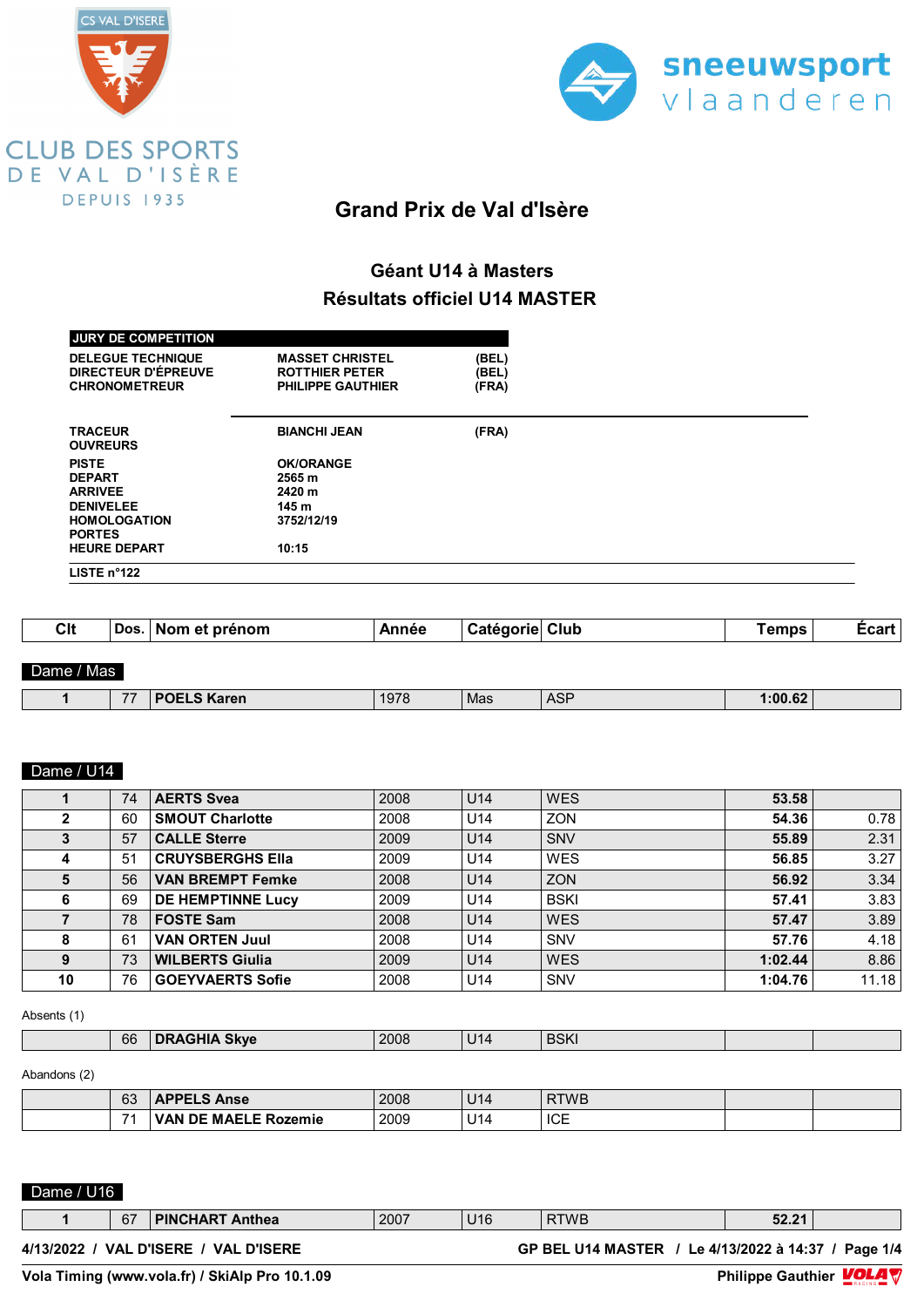CLUB DES SPORTS DE VAL D'ISÈRE
DEPUIS 1935

sneeuwsport vlaanderen

# Grand Prix de Val d'Isère

## Géant U14 à Masters
## Résultats officiel U14 MASTER

| JURY DE COMPETITION | | |
|---|---|---|
| DELEGUE TECHNIQUE | MASSET CHRISTEL | (BEL) |
| DIRECTEUR D'ÉPREUVE | ROTTHIER PETER | (BEL) |
| CHRONOMETREUR | PHILIPPE GAUTHIER | (FRA) |

| | | |
|---|---|---|
| TRACEUR | BIANCHI JEAN | (FRA) |
| OUVREURS | | |
| PISTE | OK/ORANGE | |
| DEPART | 2565 m | |
| ARRIVEE | 2420 m | |
| DENIVELEE | 145 m | |
| HOMOLOGATION | 3752/12/19 | |
| PORTES | | |
| HEURE DEPART | 10:15 | |

LISTE n°122

| Clt | Dos. | Nom et prénom | Année | Catégorie | Club | Temps | Écart |
|---|---|---|---|---|---|---|---|
| **Dame / Mas** | | | | | | | |
| 1 | 77 | POELS Karen | 1978 | Mas | ASP | 1:00.62 | |
| **Dame / U14** | | | | | | | |
| 1 | 74 | AERTS Svea | 2008 | U14 | WES | 53.58 | |
| 2 | 60 | SMOUT Charlotte | 2008 | U14 | ZON | 54.36 | 0.78 |
| 3 | 57 | CALLE Sterre | 2009 | U14 | SNV | 55.89 | 2.31 |
| 4 | 51 | CRUYSBERGHS Ella | 2009 | U14 | WES | 56.85 | 3.27 |
| 5 | 56 | VAN BREMPT Femke | 2008 | U14 | ZON | 56.92 | 3.34 |
| 6 | 69 | DE HEMPTINNE Lucy | 2009 | U14 | BSKI | 57.41 | 3.83 |
| 7 | 78 | FOSTE Sam | 2008 | U14 | WES | 57.47 | 3.89 |
| 8 | 61 | VAN ORTEN Juul | 2008 | U14 | SNV | 57.76 | 4.18 |
| 9 | 73 | WILBERTS Giulia | 2009 | U14 | WES | 1:02.44 | 8.86 |
| 10 | 76 | GOEYVAERTS Sofie | 2008 | U14 | SNV | 1:04.76 | 11.18 |
| Absents (1) | | | | | | | |
| | 66 | DRAGHIA Skye | 2008 | U14 | BSKI | | |
| Abandons (2) | | | | | | | |
| | 63 | APPELS Anse | 2008 | U14 | RTWB | | |
| | 71 | VAN DE MAELE Rozemie | 2009 | U14 | ICE | | |
| **Dame / U16** | | | | | | | |
| 1 | 67 | PINCHART Anthea | 2007 | U16 | RTWB | 52.21 | |

4/13/2022 / VAL D'ISERE / VAL D'ISERE — GP BEL U14 MASTER / Le 4/13/2022 à 14:37

Vola Timing (www.vola.fr) / SkiAlp Pro 10.1.09 — Philippe Gauthier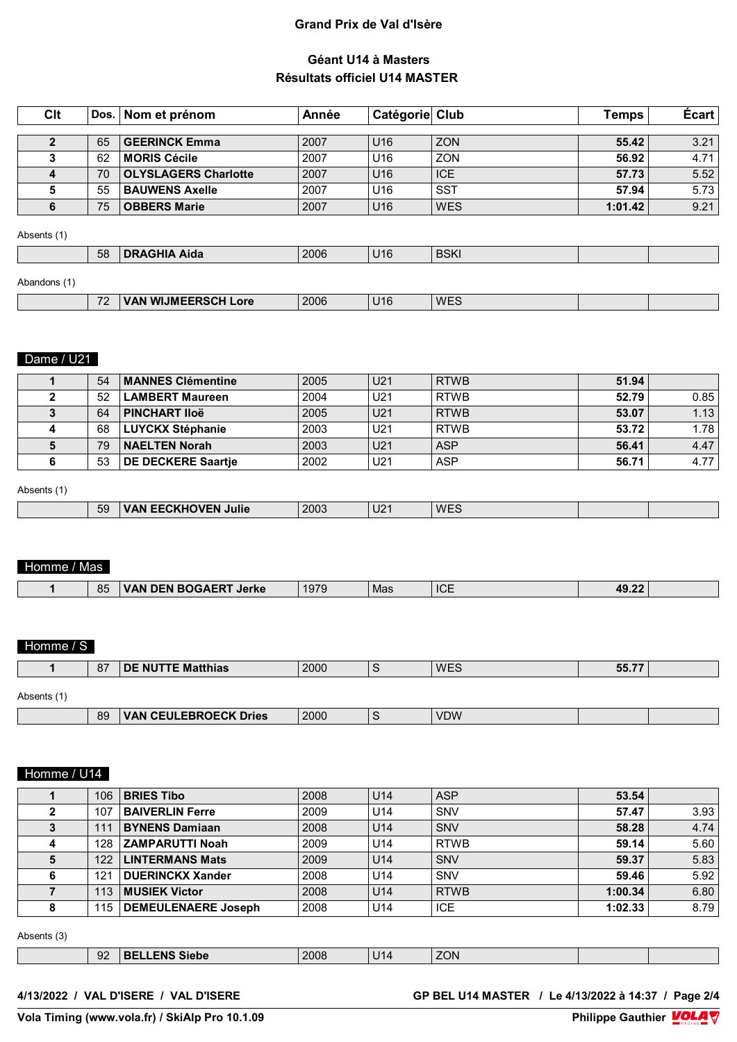# Grand Prix de Val d'Isère

## Géant U14 à Masters
## Résultats officiel U14 MASTER

| Clt | Dos. | Nom et prénom | Année | Catégorie | Club | Temps | Écart |
|---|---|---|---|---|---|---|---|
| **2** | 65 | **GEERINCK Emma** | 2007 | U16 | ZON | **55.42** | 3.21 |
| **3** | 62 | **MORIS Cécile** | 2007 | U16 | ZON | **56.92** | 4.71 |
| **4** | 70 | **OLYSLAGERS Charlotte** | 2007 | U16 | ICE | **57.73** | 5.52 |
| **5** | 55 | **BAUWENS Axelle** | 2007 | U16 | SST | **57.94** | 5.73 |
| **6** | 75 | **OBBERS Marie** | 2007 | U16 | WES | **1:01.42** | 9.21 |

Absents (1)

| Clt | Dos. | Nom et prénom | Année | Catégorie | Club | Temps | Écart |
|---|---|---|---|---|---|---|---|
| | 58 | **DRAGHIA Aida** | 2006 | U16 | BSKI | | |

Abandons (1)

| Clt | Dos. | Nom et prénom | Année | Catégorie | Club | Temps | Écart |
|---|---|---|---|---|---|---|---|
| | 72 | **VAN WIJMEERSCH Lore** | 2006 | U16 | WES | | |

### Dame / U21

| Clt | Dos. | Nom et prénom | Année | Catégorie | Club | Temps | Écart |
|---|---|---|---|---|---|---|---|
| **1** | 54 | **MANNES Clémentine** | 2005 | U21 | RTWB | **51.94** | |
| **2** | 52 | **LAMBERT Maureen** | 2004 | U21 | RTWB | **52.79** | 0.85 |
| **3** | 64 | **PINCHART Iloë** | 2005 | U21 | RTWB | **53.07** | 1.13 |
| **4** | 68 | **LUYCKX Stéphanie** | 2003 | U21 | RTWB | **53.72** | 1.78 |
| **5** | 79 | **NAELTEN Norah** | 2003 | U21 | ASP | **56.41** | 4.47 |
| **6** | 53 | **DE DECKERE Saartje** | 2002 | U21 | ASP | **56.71** | 4.77 |

Absents (1)

| Clt | Dos. | Nom et prénom | Année | Catégorie | Club | Temps | Écart |
|---|---|---|---|---|---|---|---|
| | 59 | **VAN EECKHOVEN Julie** | 2003 | U21 | WES | | |

### Homme / Mas

| Clt | Dos. | Nom et prénom | Année | Catégorie | Club | Temps | Écart |
|---|---|---|---|---|---|---|---|
| **1** | 85 | **VAN DEN BOGAERT Jerke** | 1979 | Mas | ICE | **49.22** | |

### Homme / S

| Clt | Dos. | Nom et prénom | Année | Catégorie | Club | Temps | Écart |
|---|---|---|---|---|---|---|---|
| **1** | 87 | **DE NUTTE Matthias** | 2000 | S | WES | **55.77** | |

Absents (1)

| Clt | Dos. | Nom et prénom | Année | Catégorie | Club | Temps | Écart |
|---|---|---|---|---|---|---|---|
| | 89 | **VAN CEULEBROECK Dries** | 2000 | S | VDW | | |

### Homme / U14

| Clt | Dos. | Nom et prénom | Année | Catégorie | Club | Temps | Écart |
|---|---|---|---|---|---|---|---|
| **1** | 106 | **BRIES Tibo** | 2008 | U14 | ASP | **53.54** | |
| **2** | 107 | **BAIVERLIN Ferre** | 2009 | U14 | SNV | **57.47** | 3.93 |
| **3** | 111 | **BYNENS Damiaan** | 2008 | U14 | SNV | **58.28** | 4.74 |
| **4** | 128 | **ZAMPARUTTI Noah** | 2009 | U14 | RTWB | **59.14** | 5.60 |
| **5** | 122 | **LINTERMANS Mats** | 2009 | U14 | SNV | **59.37** | 5.83 |
| **6** | 121 | **DUERINCKX Xander** | 2008 | U14 | SNV | **59.46** | 5.92 |
| **7** | 113 | **MUSIEK Victor** | 2008 | U14 | RTWB | **1:00.34** | 6.80 |
| **8** | 115 | **DEMEULENAERE Joseph** | 2008 | U14 | ICE | **1:02.33** | 8.79 |

Absents (3)

| Clt | Dos. | Nom et prénom | Année | Catégorie | Club | Temps | Écart |
|---|---|---|---|---|---|---|---|
| | 92 | **BELLENS Siebe** | 2008 | U14 | ZON | | |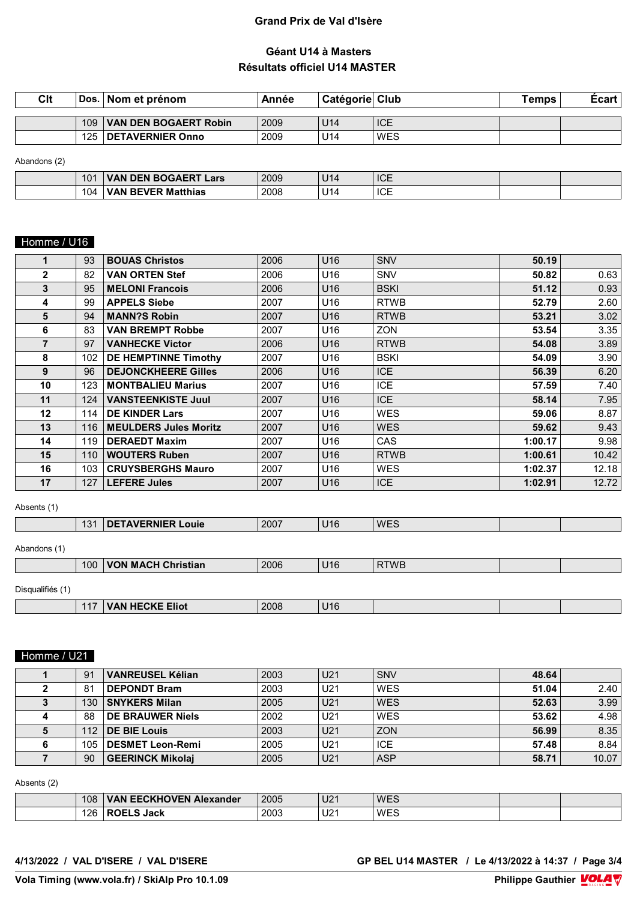# Grand Prix de Val d'Isère

## Géant U14 à Masters
## Résultats officiel U14 MASTER

| Clt | Dos. | Nom et prénom | Année | Catégorie | Club | Temps | Écart |
|---|---|---|---|---|---|---|---|
| | 109 | **VAN DEN BOGAERT Robin** | 2009 | U14 | ICE | | |
| | 125 | **DETAVERNIER Onno** | 2009 | U14 | WES | | |

Abandons (2)

| Clt | Dos. | Nom et prénom | Année | Catégorie | Club | Temps | Écart |
|---|---|---|---|---|---|---|---|
| | 101 | **VAN DEN BOGAERT Lars** | 2009 | U14 | ICE | | |
| | 104 | **VAN BEVER Matthias** | 2008 | U14 | ICE | | |

### Homme / U16

| Clt | Dos. | Nom et prénom | Année | Catégorie | Club | Temps | Écart |
|---|---|---|---|---|---|---|---|
| **1** | 93 | **BOUAS Christos** | 2006 | U16 | SNV | **50.19** | |
| **2** | 82 | **VAN ORTEN Stef** | 2006 | U16 | SNV | **50.82** | 0.63 |
| **3** | 95 | **MELONI Francois** | 2006 | U16 | BSKI | **51.12** | 0.93 |
| **4** | 99 | **APPELS Siebe** | 2007 | U16 | RTWB | **52.79** | 2.60 |
| **5** | 94 | **MANN?S Robin** | 2007 | U16 | RTWB | **53.21** | 3.02 |
| **6** | 83 | **VAN BREMPT Robbe** | 2007 | U16 | ZON | **53.54** | 3.35 |
| **7** | 97 | **VANHECKE Victor** | 2006 | U16 | RTWB | **54.08** | 3.89 |
| **8** | 102 | **DE HEMPTINNE Timothy** | 2007 | U16 | BSKI | **54.09** | 3.90 |
| **9** | 96 | **DEJONCKHEERE Gilles** | 2006 | U16 | ICE | **56.39** | 6.20 |
| **10** | 123 | **MONTBALIEU Marius** | 2007 | U16 | ICE | **57.59** | 7.40 |
| **11** | 124 | **VANSTEENKISTE Juul** | 2007 | U16 | ICE | **58.14** | 7.95 |
| **12** | 114 | **DE KINDER Lars** | 2007 | U16 | WES | **59.06** | 8.87 |
| **13** | 116 | **MEULDERS Jules Moritz** | 2007 | U16 | WES | **59.62** | 9.43 |
| **14** | 119 | **DERAEDT Maxim** | 2007 | U16 | CAS | **1:00.17** | 9.98 |
| **15** | 110 | **WOUTERS Ruben** | 2007 | U16 | RTWB | **1:00.61** | 10.42 |
| **16** | 103 | **CRUYSBERGHS Mauro** | 2007 | U16 | WES | **1:02.37** | 12.18 |
| **17** | 127 | **LEFERE Jules** | 2007 | U16 | ICE | **1:02.91** | 12.72 |

Absents (1)

| Clt | Dos. | Nom et prénom | Année | Catégorie | Club | Temps | Écart |
|---|---|---|---|---|---|---|---|
| | 131 | **DETAVERNIER Louie** | 2007 | U16 | WES | | |

Abandons (1)

| Clt | Dos. | Nom et prénom | Année | Catégorie | Club | Temps | Écart |
|---|---|---|---|---|---|---|---|
| | 100 | **VON MACH Christian** | 2006 | U16 | RTWB | | |

Disqualifiés (1)

| Clt | Dos. | Nom et prénom | Année | Catégorie | Club | Temps | Écart |
|---|---|---|---|---|---|---|---|
| | 117 | **VAN HECKE Eliot** | 2008 | U16 | | | |

### Homme / U21

| Clt | Dos. | Nom et prénom | Année | Catégorie | Club | Temps | Écart |
|---|---|---|---|---|---|---|---|
| **1** | 91 | **VANREUSEL Kélian** | 2003 | U21 | SNV | **48.64** | |
| **2** | 81 | **DEPONDT Bram** | 2003 | U21 | WES | **51.04** | 2.40 |
| **3** | 130 | **SNYKERS Milan** | 2005 | U21 | WES | **52.63** | 3.99 |
| **4** | 88 | **DE BRAUWER Niels** | 2002 | U21 | WES | **53.62** | 4.98 |
| **5** | 112 | **DE BIE Louis** | 2003 | U21 | ZON | **56.99** | 8.35 |
| **6** | 105 | **DESMET Leon-Remi** | 2005 | U21 | ICE | **57.48** | 8.84 |
| **7** | 90 | **GEERINCK Mikolaj** | 2005 | U21 | ASP | **58.71** | 10.07 |

Absents (2)

| Clt | Dos. | Nom et prénom | Année | Catégorie | Club | Temps | Écart |
|---|---|---|---|---|---|---|---|
| | 108 | **VAN EECKHOVEN Alexander** | 2005 | U21 | WES | | |
| | 126 | **ROELS Jack** | 2003 | U21 | WES | | |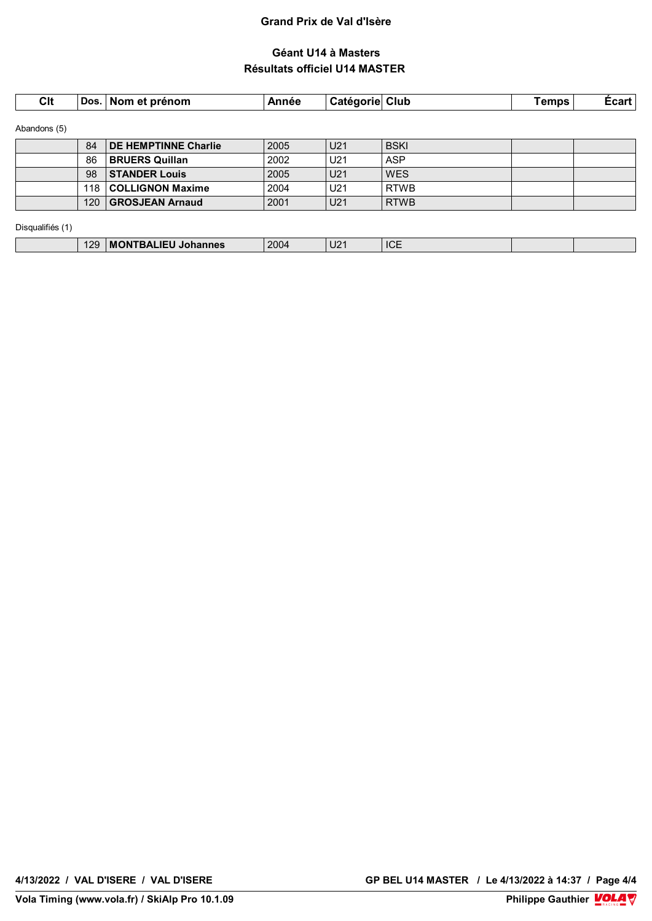**Grand Prix de Val d'Isère**

**Géant U14 à Masters**
**Résultats officiel U14 MASTER**

| Clt | Dos. | Nom et prénom | Année | Catégorie | Club | Temps | Écart |
|---|---|---|---|---|---|---|---|
| Abandons (5) | | | | | | | |
| | 84 | **DE HEMPTINNE Charlie** | 2005 | U21 | BSKI | | |
| | 86 | **BRUERS Quillan** | 2002 | U21 | ASP | | |
| | 98 | **STANDER Louis** | 2005 | U21 | WES | | |
| | 118 | **COLLIGNON Maxime** | 2004 | U21 | RTWB | | |
| | 120 | **GROSJEAN Arnaud** | 2001 | U21 | RTWB | | |
| Disqualifiés (1) | | | | | | | |
| | 129 | **MONTBALIEU Johannes** | 2004 | U21 | ICE | | |

**4/13/2022 / VAL D'ISERE / VAL D'ISERE** **GP BEL U14 MASTER / Le 4/13/2022 à 14:37**

**Vola Timing (www.vola.fr) / SkiAlp Pro 10.1.09** **Philippe Gauthier**